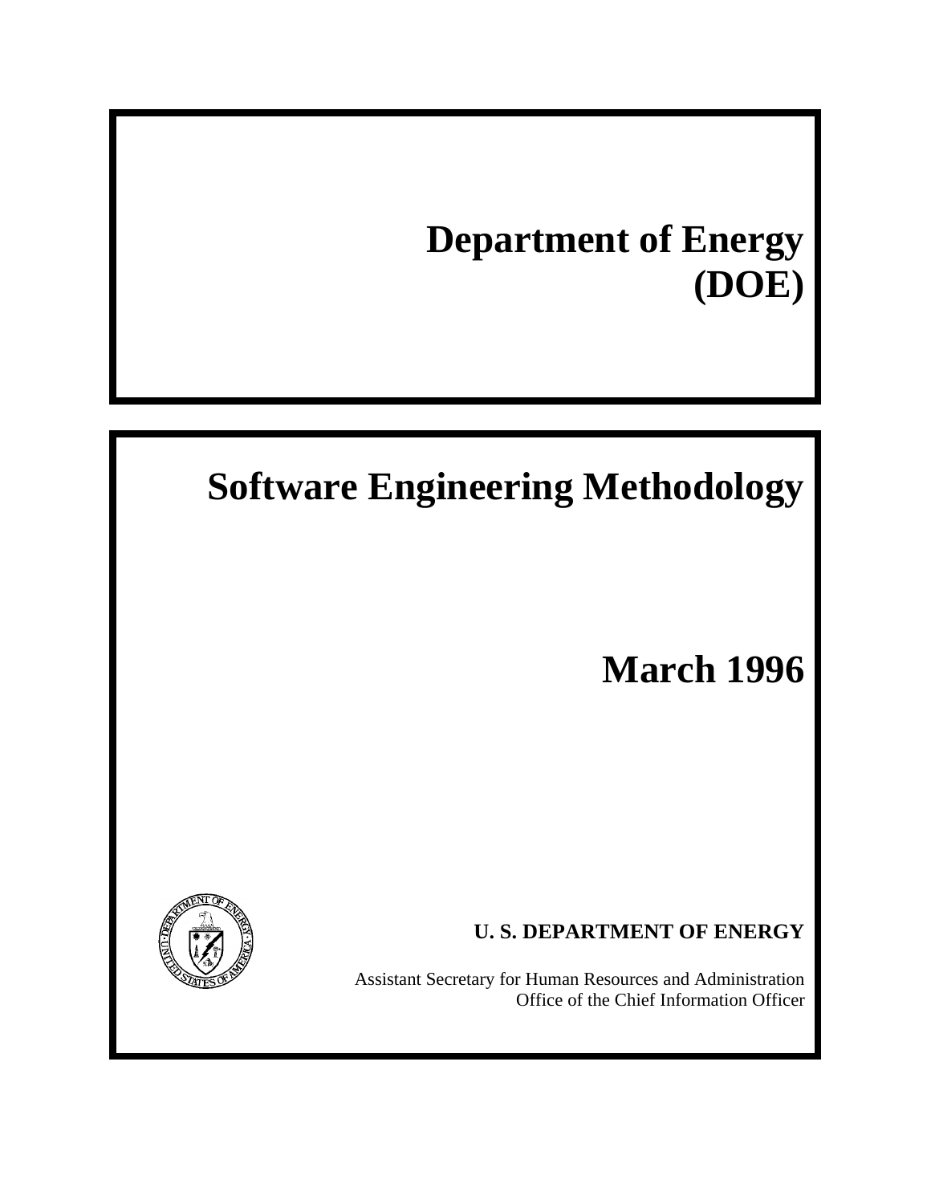# Department of Energy (DOE)

# Software Engineering Methodology

## March 1996

**U. S. DEPARTMENT OF ENERGY**

Assistant Secretary for Human Resources and Administration
Office of the Chief Information Officer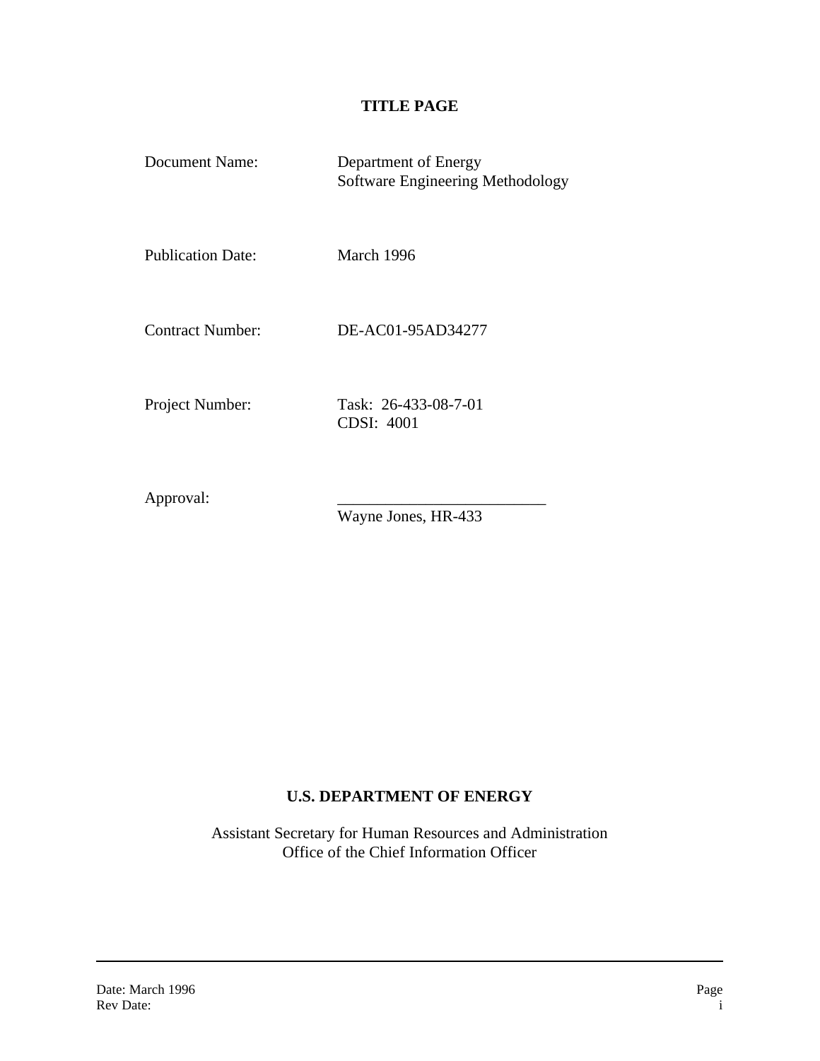# TITLE PAGE

| | |
|---|---|
| Document Name: | Department of Energy<br>Software Engineering Methodology |
| Publication Date: | March 1996 |
| Contract Number: | DE-AC01-95AD34277 |
| Project Number: | Task: 26-433-08-7-01<br>CDSI: 4001 |
| Approval: | ___________________________<br>Wayne Jones, HR-433 |

**U.S. DEPARTMENT OF ENERGY**

Assistant Secretary for Human Resources and Administration
Office of the Chief Information Officer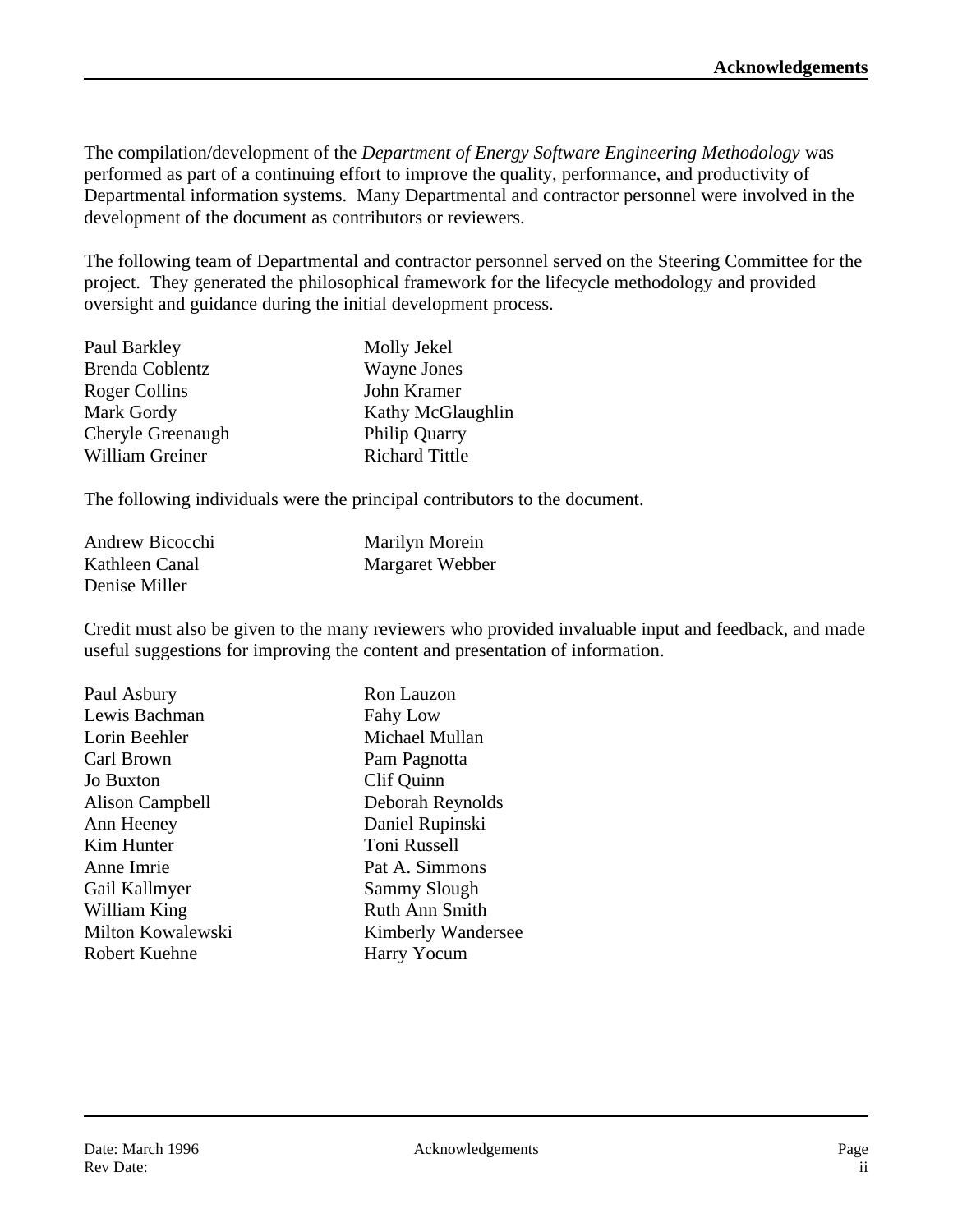# Acknowledgements

The compilation/development of the *Department of Energy Software Engineering Methodology* was performed as part of a continuing effort to improve the quality, performance, and productivity of Departmental information systems. Many Departmental and contractor personnel were involved in the development of the document as contributors or reviewers.

The following team of Departmental and contractor personnel served on the Steering Committee for the project. They generated the philosophical framework for the lifecycle methodology and provided oversight and guidance during the initial development process.

Paul Barkley
Brenda Coblentz
Roger Collins
Mark Gordy
Cheryle Greenaugh
William Greiner
Molly Jekel
Wayne Jones
John Kramer
Kathy McGlaughlin
Philip Quarry
Richard Tittle

The following individuals were the principal contributors to the document.

Andrew Bicocchi
Kathleen Canal
Denise Miller
Marilyn Morein
Margaret Webber

Credit must also be given to the many reviewers who provided invaluable input and feedback, and made useful suggestions for improving the content and presentation of information.

Paul Asbury
Lewis Bachman
Lorin Beehler
Carl Brown
Jo Buxton
Alison Campbell
Ann Heeney
Kim Hunter
Anne Imrie
Gail Kallmyer
William King
Milton Kowalewski
Robert Kuehne
Ron Lauzon
Fahy Low
Michael Mullan
Pam Pagnotta
Clif Quinn
Deborah Reynolds
Daniel Rupinski
Toni Russell
Pat A. Simmons
Sammy Slough
Ruth Ann Smith
Kimberly Wandersee
Harry Yocum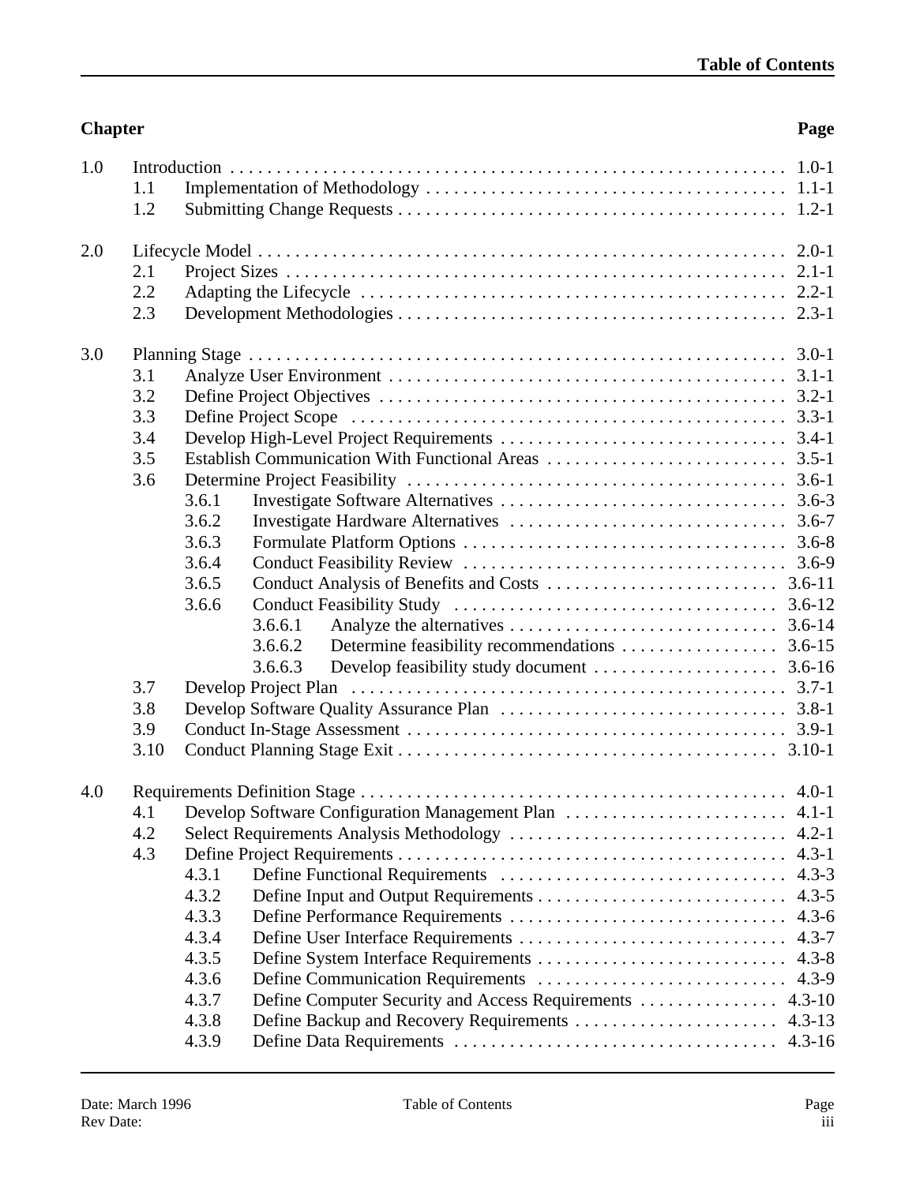# Table of Contents

| Chapter | | | | Page |
|---|---|---|---|---|
| 1.0 | Introduction | | | 1.0-1 |
| | 1.1 | Implementation of Methodology | | 1.1-1 |
| | 1.2 | Submitting Change Requests | | 1.2-1 |
| 2.0 | Lifecycle Model | | | 2.0-1 |
| | 2.1 | Project Sizes | | 2.1-1 |
| | 2.2 | Adapting the Lifecycle | | 2.2-1 |
| | 2.3 | Development Methodologies | | 2.3-1 |
| 3.0 | Planning Stage | | | 3.0-1 |
| | 3.1 | Analyze User Environment | | 3.1-1 |
| | 3.2 | Define Project Objectives | | 3.2-1 |
| | 3.3 | Define Project Scope | | 3.3-1 |
| | 3.4 | Develop High-Level Project Requirements | | 3.4-1 |
| | 3.5 | Establish Communication With Functional Areas | | 3.5-1 |
| | 3.6 | Determine Project Feasibility | | 3.6-1 |
| | | 3.6.1 | Investigate Software Alternatives | 3.6-3 |
| | | 3.6.2 | Investigate Hardware Alternatives | 3.6-7 |
| | | 3.6.3 | Formulate Platform Options | 3.6-8 |
| | | 3.6.4 | Conduct Feasibility Review | 3.6-9 |
| | | 3.6.5 | Conduct Analysis of Benefits and Costs | 3.6-11 |
| | | 3.6.6 | Conduct Feasibility Study | 3.6-12 |
| | | | 3.6.6.1 Analyze the alternatives | 3.6-14 |
| | | | 3.6.6.2 Determine feasibility recommendations | 3.6-15 |
| | | | 3.6.6.3 Develop feasibility study document | 3.6-16 |
| | 3.7 | Develop Project Plan | | 3.7-1 |
| | 3.8 | Develop Software Quality Assurance Plan | | 3.8-1 |
| | 3.9 | Conduct In-Stage Assessment | | 3.9-1 |
| | 3.10 | Conduct Planning Stage Exit | | 3.10-1 |
| 4.0 | Requirements Definition Stage | | | 4.0-1 |
| | 4.1 | Develop Software Configuration Management Plan | | 4.1-1 |
| | 4.2 | Select Requirements Analysis Methodology | | 4.2-1 |
| | 4.3 | Define Project Requirements | | 4.3-1 |
| | | 4.3.1 | Define Functional Requirements | 4.3-3 |
| | | 4.3.2 | Define Input and Output Requirements | 4.3-5 |
| | | 4.3.3 | Define Performance Requirements | 4.3-6 |
| | | 4.3.4 | Define User Interface Requirements | 4.3-7 |
| | | 4.3.5 | Define System Interface Requirements | 4.3-8 |
| | | 4.3.6 | Define Communication Requirements | 4.3-9 |
| | | 4.3.7 | Define Computer Security and Access Requirements | 4.3-10 |
| | | 4.3.8 | Define Backup and Recovery Requirements | 4.3-13 |
| | | 4.3.9 | Define Data Requirements | 4.3-16 |

Date: March 1996
Rev Date: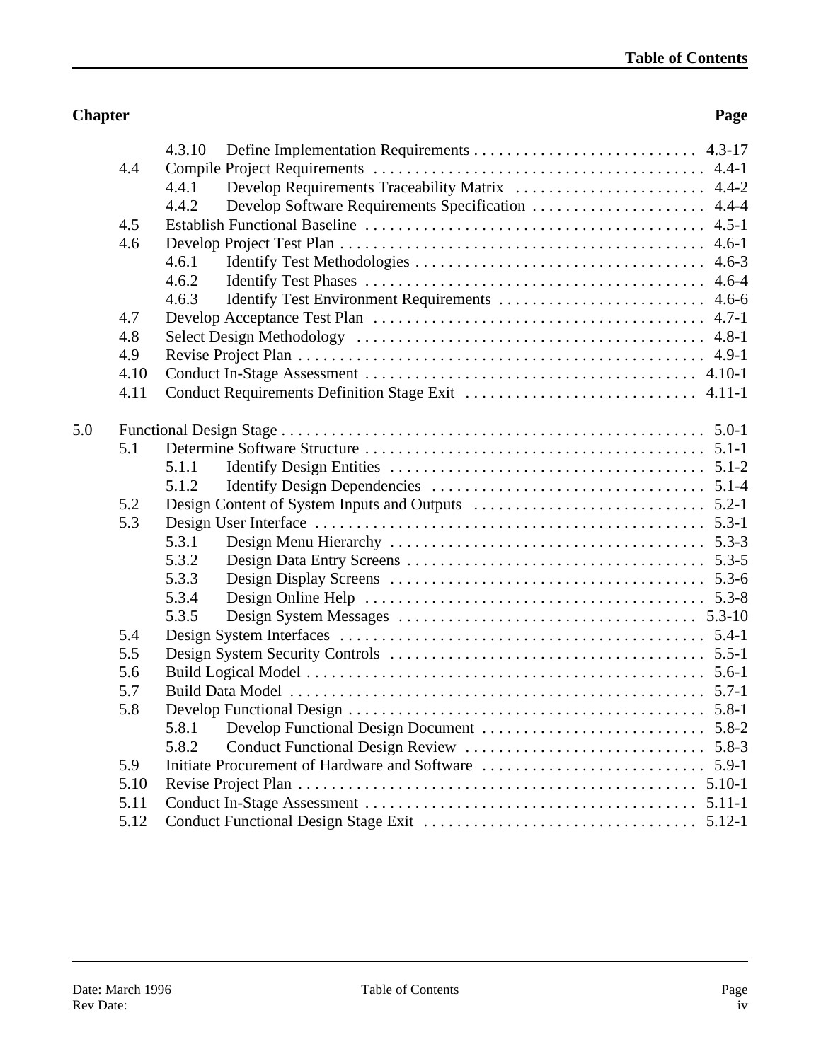| Chapter | | | Page |
|---|---|---|---|
| | 4.3.10 | Define Implementation Requirements | 4.3-17 |
| 4.4 | | Compile Project Requirements | 4.4-1 |
| | 4.4.1 | Develop Requirements Traceability Matrix | 4.4-2 |
| | 4.4.2 | Develop Software Requirements Specification | 4.4-4 |
| 4.5 | | Establish Functional Baseline | 4.5-1 |
| 4.6 | | Develop Project Test Plan | 4.6-1 |
| | 4.6.1 | Identify Test Methodologies | 4.6-3 |
| | 4.6.2 | Identify Test Phases | 4.6-4 |
| | 4.6.3 | Identify Test Environment Requirements | 4.6-6 |
| 4.7 | | Develop Acceptance Test Plan | 4.7-1 |
| 4.8 | | Select Design Methodology | 4.8-1 |
| 4.9 | | Revise Project Plan | 4.9-1 |
| 4.10 | | Conduct In-Stage Assessment | 4.10-1 |
| 4.11 | | Conduct Requirements Definition Stage Exit | 4.11-1 |
| 5.0 | | Functional Design Stage | 5.0-1 |
| 5.1 | | Determine Software Structure | 5.1-1 |
| | 5.1.1 | Identify Design Entities | 5.1-2 |
| | 5.1.2 | Identify Design Dependencies | 5.1-4 |
| 5.2 | | Design Content of System Inputs and Outputs | 5.2-1 |
| 5.3 | | Design User Interface | 5.3-1 |
| | 5.3.1 | Design Menu Hierarchy | 5.3-3 |
| | 5.3.2 | Design Data Entry Screens | 5.3-5 |
| | 5.3.3 | Design Display Screens | 5.3-6 |
| | 5.3.4 | Design Online Help | 5.3-8 |
| | 5.3.5 | Design System Messages | 5.3-10 |
| 5.4 | | Design System Interfaces | 5.4-1 |
| 5.5 | | Design System Security Controls | 5.5-1 |
| 5.6 | | Build Logical Model | 5.6-1 |
| 5.7 | | Build Data Model | 5.7-1 |
| 5.8 | | Develop Functional Design | 5.8-1 |
| | 5.8.1 | Develop Functional Design Document | 5.8-2 |
| | 5.8.2 | Conduct Functional Design Review | 5.8-3 |
| 5.9 | | Initiate Procurement of Hardware and Software | 5.9-1 |
| 5.10 | | Revise Project Plan | 5.10-1 |
| 5.11 | | Conduct In-Stage Assessment | 5.11-1 |
| 5.12 | | Conduct Functional Design Stage Exit | 5.12-1 |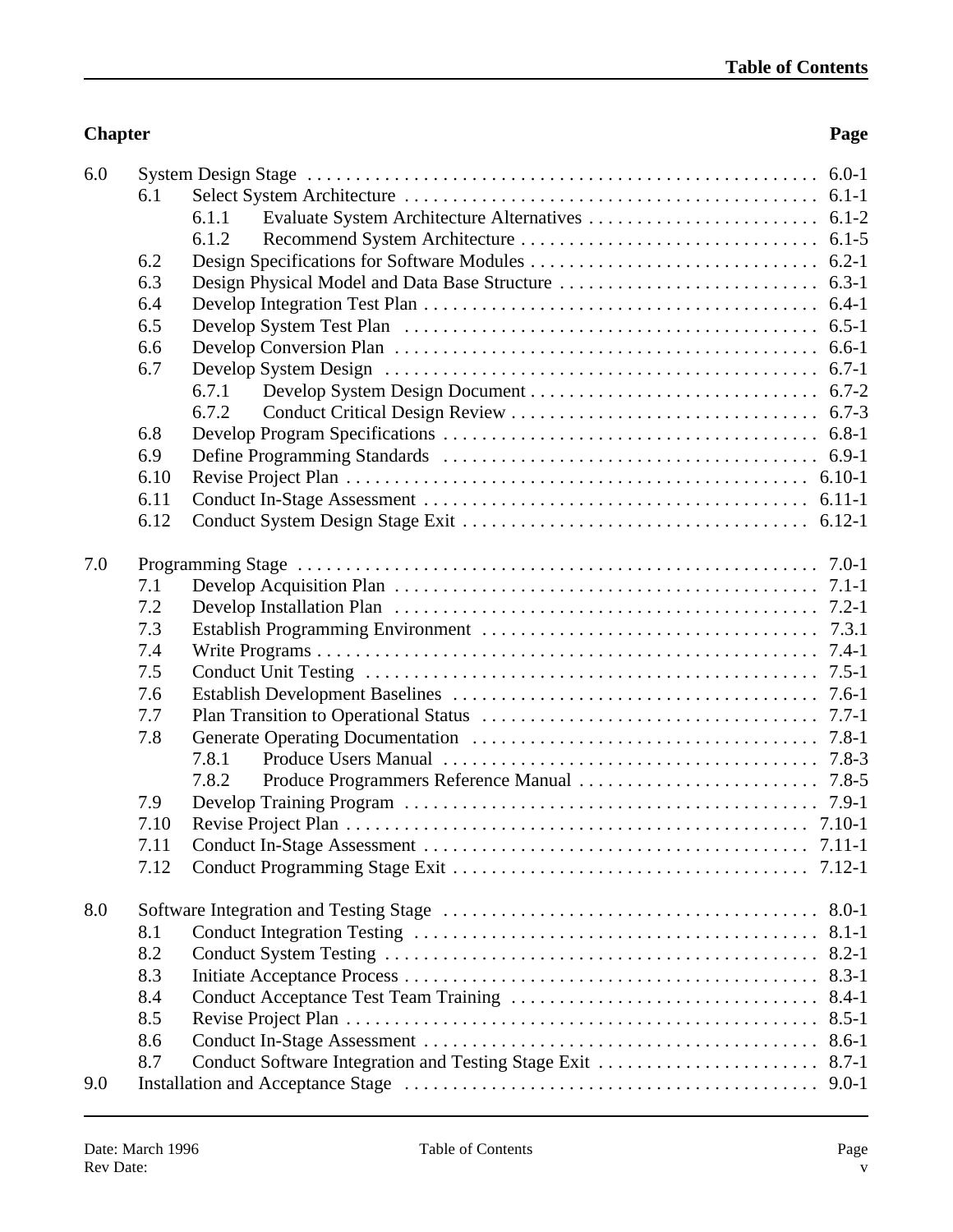| Chapter | | | Page |
|---|---|---|---|
| 6.0 | System Design Stage | | 6.0-1 |
| | 6.1 | Select System Architecture | 6.1-1 |
| | | 6.1.1 Evaluate System Architecture Alternatives | 6.1-2 |
| | | 6.1.2 Recommend System Architecture | 6.1-5 |
| | 6.2 | Design Specifications for Software Modules | 6.2-1 |
| | 6.3 | Design Physical Model and Data Base Structure | 6.3-1 |
| | 6.4 | Develop Integration Test Plan | 6.4-1 |
| | 6.5 | Develop System Test Plan | 6.5-1 |
| | 6.6 | Develop Conversion Plan | 6.6-1 |
| | 6.7 | Develop System Design | 6.7-1 |
| | | 6.7.1 Develop System Design Document | 6.7-2 |
| | | 6.7.2 Conduct Critical Design Review | 6.7-3 |
| | 6.8 | Develop Program Specifications | 6.8-1 |
| | 6.9 | Define Programming Standards | 6.9-1 |
| | 6.10 | Revise Project Plan | 6.10-1 |
| | 6.11 | Conduct In-Stage Assessment | 6.11-1 |
| | 6.12 | Conduct System Design Stage Exit | 6.12-1 |
| 7.0 | Programming Stage | | 7.0-1 |
| | 7.1 | Develop Acquisition Plan | 7.1-1 |
| | 7.2 | Develop Installation Plan | 7.2-1 |
| | 7.3 | Establish Programming Environment | 7.3.1 |
| | 7.4 | Write Programs | 7.4-1 |
| | 7.5 | Conduct Unit Testing | 7.5-1 |
| | 7.6 | Establish Development Baselines | 7.6-1 |
| | 7.7 | Plan Transition to Operational Status | 7.7-1 |
| | 7.8 | Generate Operating Documentation | 7.8-1 |
| | | 7.8.1 Produce Users Manual | 7.8-3 |
| | | 7.8.2 Produce Programmers Reference Manual | 7.8-5 |
| | 7.9 | Develop Training Program | 7.9-1 |
| | 7.10 | Revise Project Plan | 7.10-1 |
| | 7.11 | Conduct In-Stage Assessment | 7.11-1 |
| | 7.12 | Conduct Programming Stage Exit | 7.12-1 |
| 8.0 | Software Integration and Testing Stage | | 8.0-1 |
| | 8.1 | Conduct Integration Testing | 8.1-1 |
| | 8.2 | Conduct System Testing | 8.2-1 |
| | 8.3 | Initiate Acceptance Process | 8.3-1 |
| | 8.4 | Conduct Acceptance Test Team Training | 8.4-1 |
| | 8.5 | Revise Project Plan | 8.5-1 |
| | 8.6 | Conduct In-Stage Assessment | 8.6-1 |
| | 8.7 | Conduct Software Integration and Testing Stage Exit | 8.7-1 |
| 9.0 | Installation and Acceptance Stage | | 9.0-1 |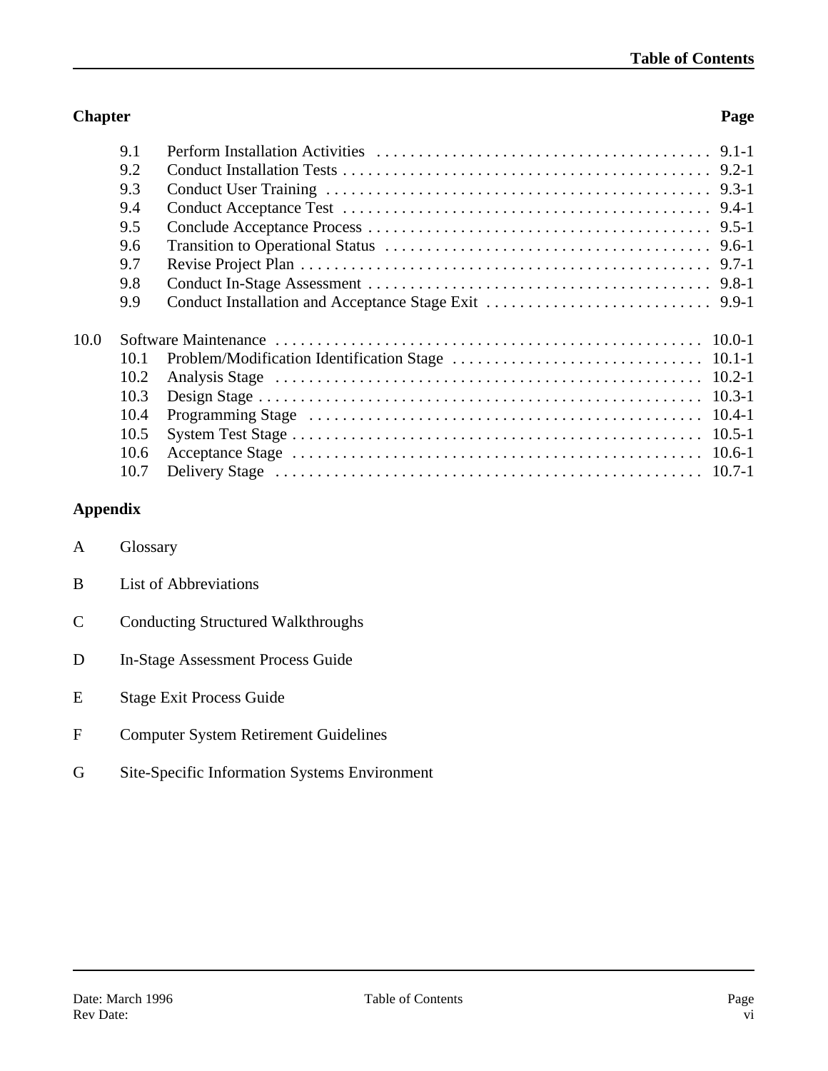| Chapter | | | Page |
|---|---|---|---|
| | 9.1 | Perform Installation Activities | 9.1-1 |
| | 9.2 | Conduct Installation Tests | 9.2-1 |
| | 9.3 | Conduct User Training | 9.3-1 |
| | 9.4 | Conduct Acceptance Test | 9.4-1 |
| | 9.5 | Conclude Acceptance Process | 9.5-1 |
| | 9.6 | Transition to Operational Status | 9.6-1 |
| | 9.7 | Revise Project Plan | 9.7-1 |
| | 9.8 | Conduct In-Stage Assessment | 9.8-1 |
| | 9.9 | Conduct Installation and Acceptance Stage Exit | 9.9-1 |
| 10.0 | Software Maintenance | | 10.0-1 |
| | 10.1 | Problem/Modification Identification Stage | 10.1-1 |
| | 10.2 | Analysis Stage | 10.2-1 |
| | 10.3 | Design Stage | 10.3-1 |
| | 10.4 | Programming Stage | 10.4-1 |
| | 10.5 | System Test Stage | 10.5-1 |
| | 10.6 | Acceptance Stage | 10.6-1 |
| | 10.7 | Delivery Stage | 10.7-1 |

**Appendix**

A Glossary

B List of Abbreviations

C Conducting Structured Walkthroughs

D In-Stage Assessment Process Guide

E Stage Exit Process Guide

F Computer System Retirement Guidelines

G Site-Specific Information Systems Environment